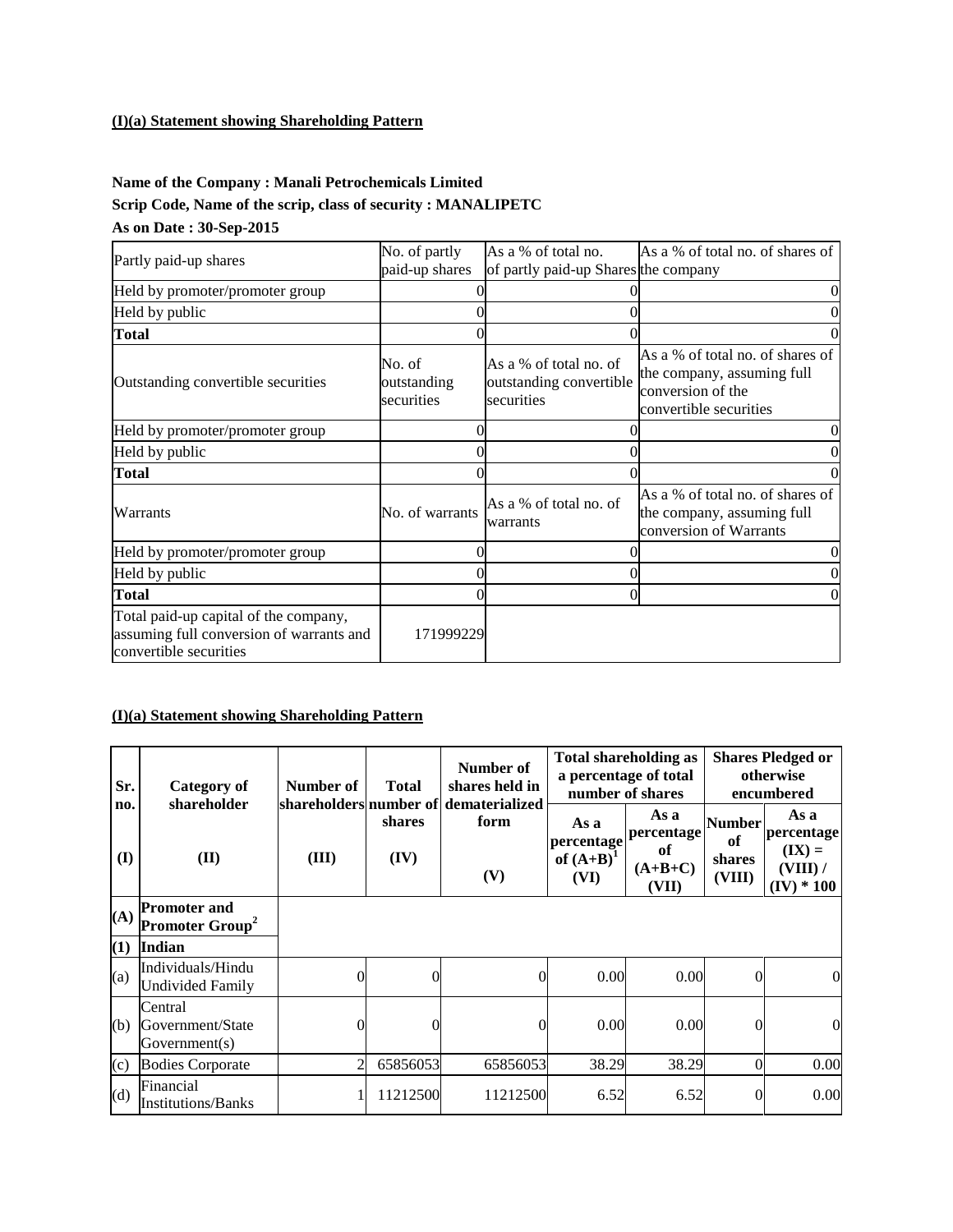**(I)(a) Statement showing Shareholding Pattern**

**Name of the Company : Manali Petrochemicals Limited**

**Scrip Code, Name of the scrip, class of security : MANALIPETC**

**As on Date : 30-Sep-2015**

| Partly paid-up shares | No. of partly paid-up shares | As a % of total no. of partly paid-up Shares | As a % of total no. of shares of the company |
|---|---|---|---|
| Held by promoter/promoter group | 0 | 0 | 0 |
| Held by public | 0 | 0 | 0 |
| **Total** | 0 | 0 | 0 |
| Outstanding convertible securities | No. of outstanding securities | As a % of total no. of outstanding convertible securities | As a % of total no. of shares of the company, assuming full conversion of the convertible securities |
| Held by promoter/promoter group | 0 | 0 | 0 |
| Held by public | 0 | 0 | 0 |
| **Total** | 0 | 0 | 0 |
| Warrants | No. of warrants | As a % of total no. of warrants | As a % of total no. of shares of the company, assuming full conversion of Warrants |
| Held by promoter/promoter group | 0 | 0 | 0 |
| Held by public | 0 | 0 | 0 |
| **Total** | 0 | 0 | 0 |
| Total paid-up capital of the company, assuming full conversion of warrants and convertible securities | 171999229 | | |

**(I)(a) Statement showing Shareholding Pattern**

| Sr. no. | Category of shareholder | Number of shareholders | Total number of shares | Number of shares held in dematerialized form | Total shareholding as a percentage of total number of shares | | Shares Pledged or otherwise encumbered | |
|---|---|---|---|---|---|---|---|---|
| | | | | | As a percentage of (A+B)[1] | As a percentage of (A+B+C) | Number of shares | As a percentage (IX) = (VIII) / (IV) * 100 |
| (I) | (II) | (III) | (IV) | (V) | (VI) | (VII) | (VIII) | (IX) |
| **(A)** | **Promoter and Promoter Group[2]** | | | | | | | |
| **(1)** | **Indian** | | | | | | | |
| (a) | Individuals/Hindu Undivided Family | 0 | 0 | 0 | 0.00 | 0.00 | 0 | 0 |
| (b) | Central Government/State Government(s) | 0 | 0 | 0 | 0.00 | 0.00 | 0 | 0 |
| (c) | Bodies Corporate | 2 | 65856053 | 65856053 | 38.29 | 38.29 | 0 | 0.00 |
| (d) | Financial Institutions/Banks | 1 | 11212500 | 11212500 | 6.52 | 6.52 | 0 | 0.00 |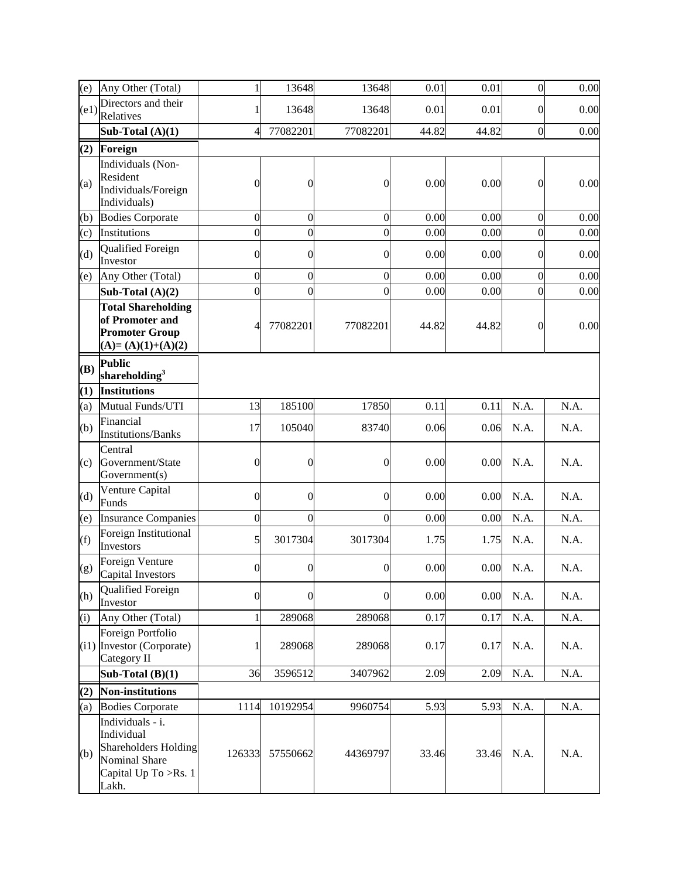| (e) | Any Other (Total) | 1 | 13648 | 13648 | 0.01 | 0.01 | 0 | 0.00 |
|---|---|---|---|---|---|---|---|---|
| (e1) | Directors and their Relatives | 1 | 13648 | 13648 | 0.01 | 0.01 | 0 | 0.00 |
| | **Sub-Total (A)(1)** | 4 | 77082201 | 77082201 | 44.82 | 44.82 | 0 | 0.00 |
| **(2)** | **Foreign** | | | | | | | |
| (a) | Individuals (Non-Resident Individuals/Foreign Individuals) | 0 | 0 | 0 | 0.00 | 0.00 | 0 | 0.00 |
| (b) | Bodies Corporate | 0 | 0 | 0 | 0.00 | 0.00 | 0 | 0.00 |
| (c) | Institutions | 0 | 0 | 0 | 0.00 | 0.00 | 0 | 0.00 |
| (d) | Qualified Foreign Investor | 0 | 0 | 0 | 0.00 | 0.00 | 0 | 0.00 |
| (e) | Any Other (Total) | 0 | 0 | 0 | 0.00 | 0.00 | 0 | 0.00 |
| | **Sub-Total (A)(2)** | 0 | 0 | 0 | 0.00 | 0.00 | 0 | 0.00 |
| | **Total Shareholding of Promoter and Promoter Group (A)= (A)(1)+(A)(2)** | 4 | 77082201 | 77082201 | 44.82 | 44.82 | 0 | 0.00 |
| **(B)** | **Public shareholding[3]** | | | | | | | |
| **(1)** | **Institutions** | | | | | | | |
| (a) | Mutual Funds/UTI | 13 | 185100 | 17850 | 0.11 | 0.11 | N.A. | N.A. |
| (b) | Financial Institutions/Banks | 17 | 105040 | 83740 | 0.06 | 0.06 | N.A. | N.A. |
| (c) | Central Government/State Government(s) | 0 | 0 | 0 | 0.00 | 0.00 | N.A. | N.A. |
| (d) | Venture Capital Funds | 0 | 0 | 0 | 0.00 | 0.00 | N.A. | N.A. |
| (e) | Insurance Companies | 0 | 0 | 0 | 0.00 | 0.00 | N.A. | N.A. |
| (f) | Foreign Institutional Investors | 5 | 3017304 | 3017304 | 1.75 | 1.75 | N.A. | N.A. |
| (g) | Foreign Venture Capital Investors | 0 | 0 | 0 | 0.00 | 0.00 | N.A. | N.A. |
| (h) | Qualified Foreign Investor | 0 | 0 | 0 | 0.00 | 0.00 | N.A. | N.A. |
| (i) | Any Other (Total) | 1 | 289068 | 289068 | 0.17 | 0.17 | N.A. | N.A. |
| (i1) | Foreign Portfolio Investor (Corporate) Category II | 1 | 289068 | 289068 | 0.17 | 0.17 | N.A. | N.A. |
| | **Sub-Total (B)(1)** | 36 | 3596512 | 3407962 | 2.09 | 2.09 | N.A. | N.A. |
| **(2)** | **Non-institutions** | | | | | | | |
| (a) | Bodies Corporate | 1114 | 10192954 | 9960754 | 5.93 | 5.93 | N.A. | N.A. |
| (b) | Individuals - i. Individual Shareholders Holding Nominal Share Capital Up To >Rs. 1 Lakh. | 126333 | 57550662 | 44369797 | 33.46 | 33.46 | N.A. | N.A. |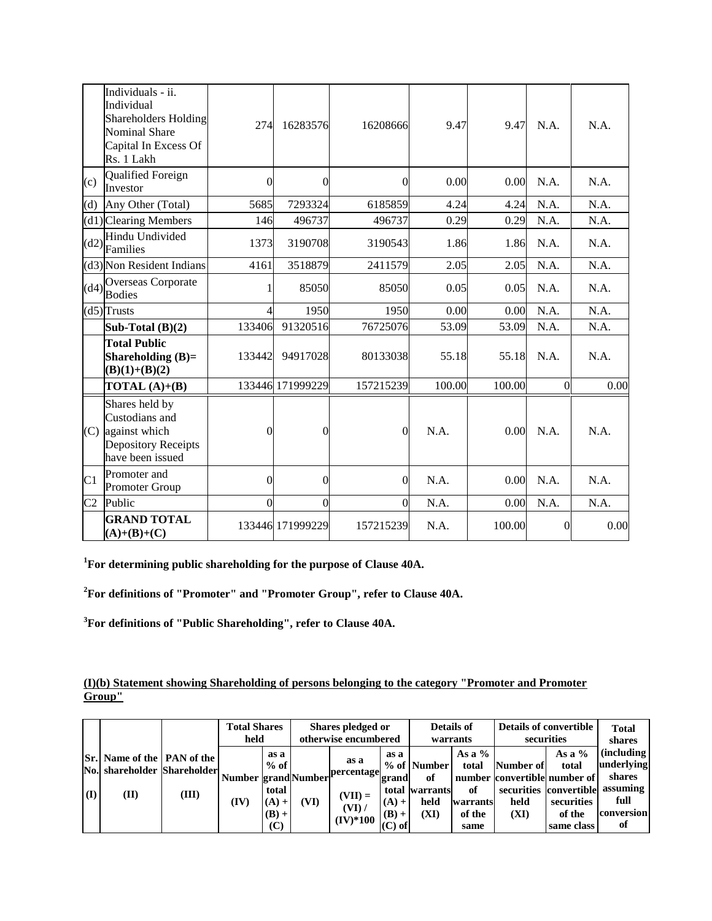| | | | | | | | | |
|---|---|---|---|---|---|---|---|---|
| | Individuals - ii. Individual Shareholders Holding Nominal Share Capital In Excess Of Rs. 1 Lakh | 274 | 16283576 | 16208666 | 9.47 | 9.47 | N.A. | N.A. |
| (c) | Qualified Foreign Investor | 0 | 0 | 0 | 0.00 | 0.00 | N.A. | N.A. |
| (d) | Any Other (Total) | 5685 | 7293324 | 6185859 | 4.24 | 4.24 | N.A. | N.A. |
| (d1) | Clearing Members | 146 | 496737 | 496737 | 0.29 | 0.29 | N.A. | N.A. |
| (d2) | Hindu Undivided Families | 1373 | 3190708 | 3190543 | 1.86 | 1.86 | N.A. | N.A. |
| (d3) | Non Resident Indians | 4161 | 3518879 | 2411579 | 2.05 | 2.05 | N.A. | N.A. |
| (d4) | Overseas Corporate Bodies | 1 | 85050 | 85050 | 0.05 | 0.05 | N.A. | N.A. |
| (d5) | Trusts | 4 | 1950 | 1950 | 0.00 | 0.00 | N.A. | N.A. |
| | **Sub-Total (B)(2)** | 133406 | 91320516 | 76725076 | 53.09 | 53.09 | N.A. | N.A. |
| | **Total Public Shareholding (B)= (B)(1)+(B)(2)** | 133442 | 94917028 | 80133038 | 55.18 | 55.18 | N.A. | N.A. |
| | **TOTAL (A)+(B)** | 133446 | 171999229 | 157215239 | 100.00 | 100.00 | 0 | 0.00 |
| (C) | Shares held by Custodians and against which Depository Receipts have been issued | 0 | 0 | 0 | N.A. | 0.00 | N.A. | N.A. |
| C1 | Promoter and Promoter Group | 0 | 0 | 0 | N.A. | 0.00 | N.A. | N.A. |
| C2 | Public | 0 | 0 | 0 | N.A. | 0.00 | N.A. | N.A. |
| | **GRAND TOTAL (A)+(B)+(C)** | 133446 | 171999229 | 157215239 | N.A. | 100.00 | 0 | 0.00 |

[1]**For determining public shareholding for the purpose of Clause 40A.**

[2]**For definitions of "Promoter" and "Promoter Group", refer to Clause 40A.**

[3]**For definitions of "Public Shareholding", refer to Clause 40A.**

**(I)(b) Statement showing Shareholding of persons belonging to the category "Promoter and Promoter Group"**

| Sr. No. | Name of the shareholder | PAN of the Shareholder | Total Shares held | | Shares pledged or otherwise encumbered | | | Details of warrants | | Details of convertible securities | | Total shares (including underlying shares assuming full conversion of |
|---|---|---|---|---|---|---|---|---|---|---|---|---|
| | | | Number | as a % of grand total (A) + (B) + (C) | Number | as a percentage | as a % of grand total (A) + (B) + (C) of | Number of warrants held | As a % total number of warrants of the same | Number of convertible securities held | As a % total number of convertible securities of the same class | |
| (I) | (II) | (III) | (IV) | | (VI) | (VII) = (VI) / (IV)*100 | | (XI) | | (XI) | | |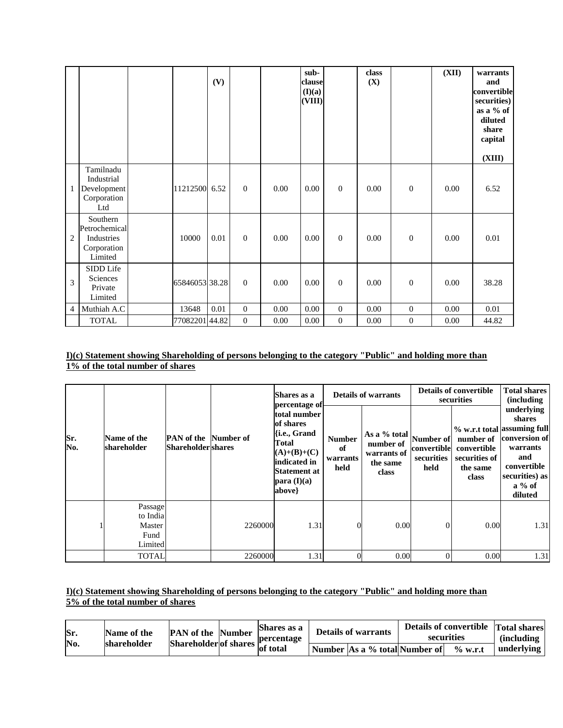|  |  |  |  | (V) |  |  | sub-clause (I)(a) (VIII) |  | class (X) |  | (XII) | warrants and convertible securities) as a % of diluted share capital (XIII) |
|---|---|---|---|---|---|---|---|---|---|---|---|---|
| 1 | Tamilnadu Industrial Development Corporation Ltd |  | 11212500 | 6.52 | 0 | 0.00 | 0.00 | 0 | 0.00 | 0 | 0.00 | 6.52 |
| 2 | Southern Petrochemical Industries Corporation Limited |  | 10000 | 0.01 | 0 | 0.00 | 0.00 | 0 | 0.00 | 0 | 0.00 | 0.01 |
| 3 | SIDD Life Sciences Private Limited |  | 65846053 | 38.28 | 0 | 0.00 | 0.00 | 0 | 0.00 | 0 | 0.00 | 38.28 |
| 4 | Muthiah A.C |  | 13648 | 0.01 | 0 | 0.00 | 0.00 | 0 | 0.00 | 0 | 0.00 | 0.01 |
|  | TOTAL |  | 77082201 | 44.82 | 0 | 0.00 | 0.00 | 0 | 0.00 | 0 | 0.00 | 44.82 |

**I)(c) Statement showing Shareholding of persons belonging to the category "Public" and holding more than 1% of the total number of shares**

| Sr. No. | Name of the shareholder | PAN of the Shareholder | Number of shares | Shares as a percentage of total number of shares {i.e., Grand Total (A)+(B)+(C) indicated in Statement at para (I)(a) above} | Details of warrants |  | Details of convertible securities |  | Total shares (including underlying shares assuming full conversion of warrants and convertible securities) as a % of diluted |
|---|---|---|---|---|---|---|---|---|---|
|  |  |  |  |  | Number of warrants held | As a % total number of warrants of the same class | Number of convertible securities held | % w.r.t total number of convertible securities of the same class |  |
| 1 | Passage to India Master Fund Limited |  | 2260000 | 1.31 | 0 | 0.00 | 0 | 0.00 | 1.31 |
|  | TOTAL |  | 2260000 | 1.31 | 0 | 0.00 | 0 | 0.00 | 1.31 |

**I)(c) Statement showing Shareholding of persons belonging to the category "Public" and holding more than 5% of the total number of shares**

| Sr. No. | Name of the shareholder | PAN of the Shareholder | Number of shares | Shares as a percentage of total | Details of warrants |  | Details of convertible securities |  | Total shares (including underlying |
|---|---|---|---|---|---|---|---|---|---|
|  |  |  |  |  | Number | As a % total | Number of | % w.r.t |  |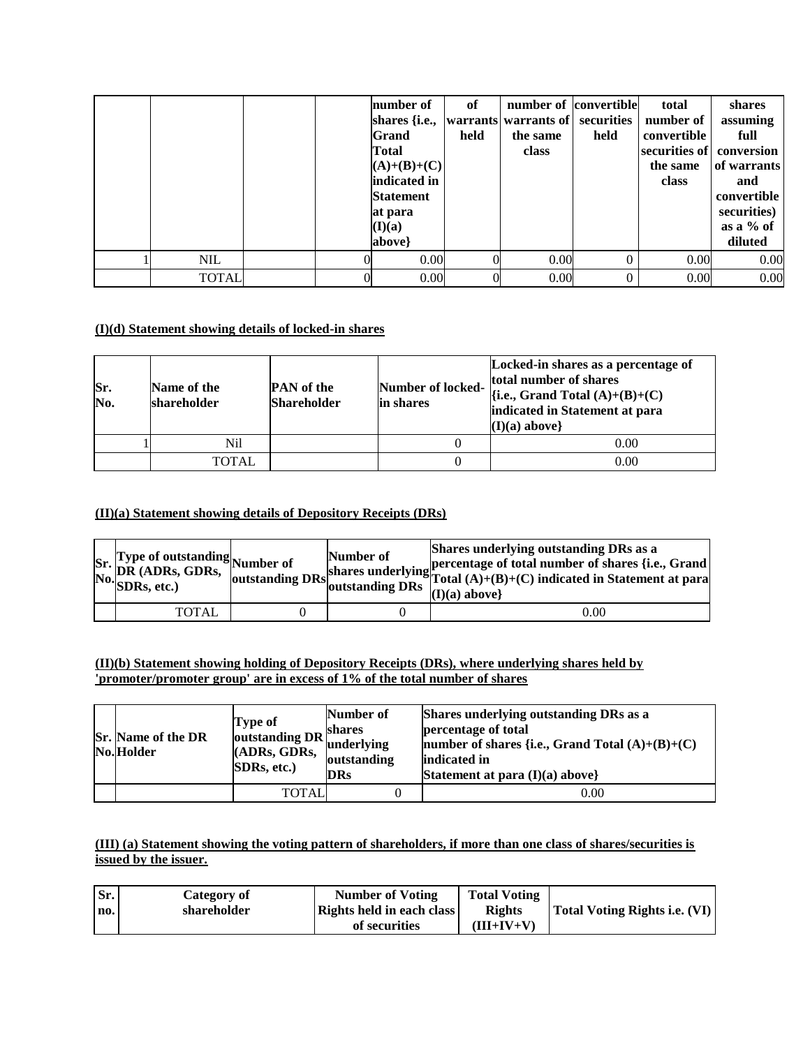| | | | | number of shares {i.e., Grand Total (A)+(B)+(C) indicated in Statement at para (I)(a) above} | of warrants held | number of warrants of the same class | convertible securities held | total number of convertible securities of the same class | shares assuming full conversion of warrants and convertible securities) as a % of diluted |
|---|---|---|---|---|---|---|---|---|---|
| 1 | NIL | | 0 | 0.00 | 0 | 0.00 | 0 | 0.00 | 0.00 |
| | TOTAL | | 0 | 0.00 | 0 | 0.00 | 0 | 0.00 | 0.00 |

**(I)(d) Statement showing details of locked-in shares**

| Sr. No. | Name of the shareholder | PAN of the Shareholder | Number of locked-in shares | Locked-in shares as a percentage of total number of shares {i.e., Grand Total (A)+(B)+(C) indicated in Statement at para (I)(a) above} |
|---|---|---|---|---|
| 1 | Nil | | 0 | 0.00 |
| | TOTAL | | 0 | 0.00 |

**(II)(a) Statement showing details of Depository Receipts (DRs)**

| Sr. No. | Type of outstanding DR (ADRs, GDRs, SDRs, etc.) | Number of outstanding DRs | Number of shares underlying outstanding DRs | Shares underlying outstanding DRs as a percentage of total number of shares {i.e., Grand Total (A)+(B)+(C) indicated in Statement at para (I)(a) above} |
|---|---|---|---|---|
| | TOTAL | 0 | 0 | 0.00 |

**(II)(b) Statement showing holding of Depository Receipts (DRs), where underlying shares held by 'promoter/promoter group' are in excess of 1% of the total number of shares**

| Sr. No. | Name of the DR Holder | Type of outstanding DR (ADRs, GDRs, SDRs, etc.) | Number of shares underlying outstanding DRs | Shares underlying outstanding DRs as a percentage of total number of shares {i.e., Grand Total (A)+(B)+(C) indicated in Statement at para (I)(a) above} |
|---|---|---|---|---|
| | | TOTAL | 0 | 0.00 |

**(III) (a) Statement showing the voting pattern of shareholders, if more than one class of shares/securities is issued by the issuer.**

| Sr. no. | Category of shareholder | Number of Voting Rights held in each class of securities | Total Voting Rights (III+IV+V) | Total Voting Rights i.e. (VI) |
|---|---|---|---|---|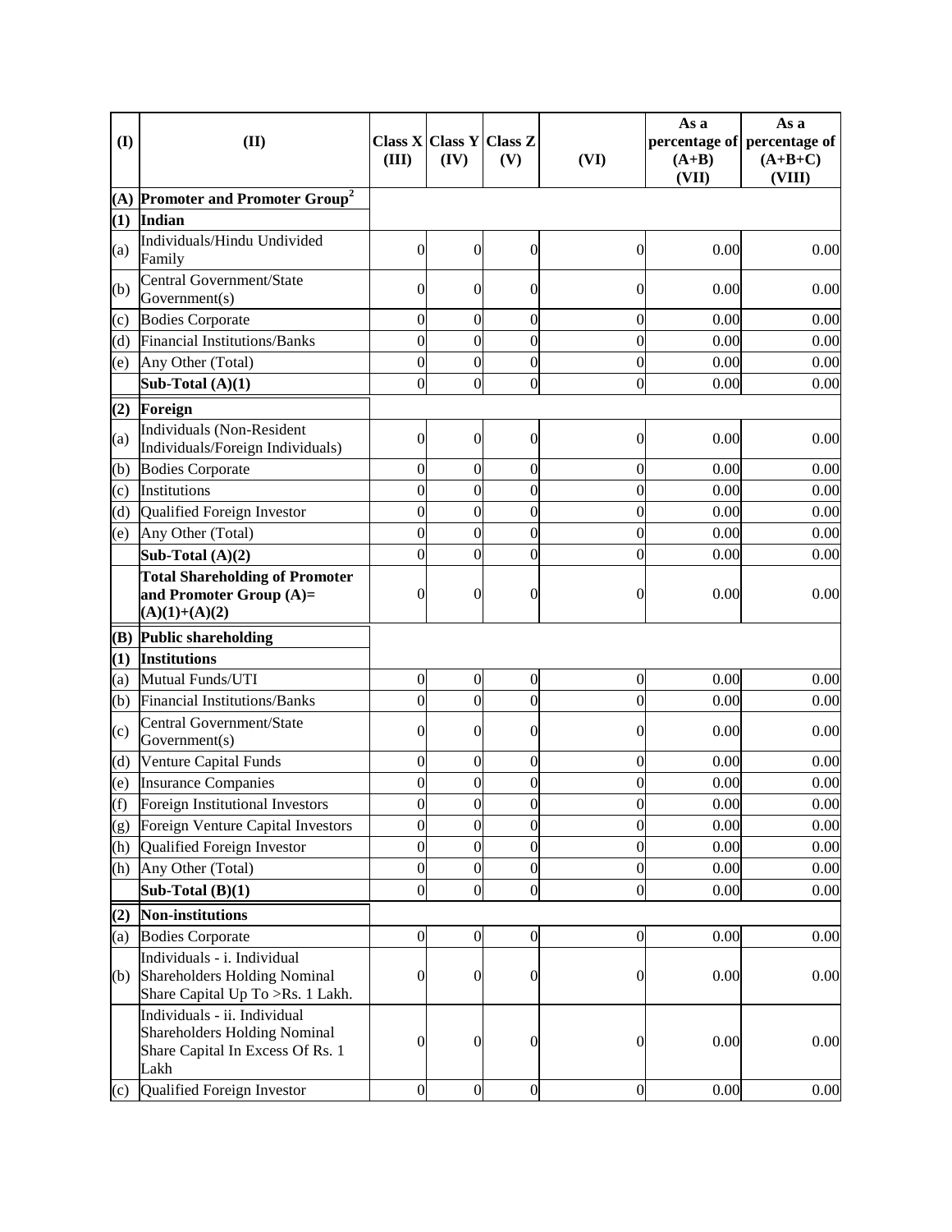| (I) | (II) | Class X (III) | Class Y (IV) | Class Z (V) | (VI) | As a percentage of (A+B) (VII) | As a percentage of (A+B+C) (VIII) |
|---|---|---|---|---|---|---|---|
| **(A)** | **Promoter and Promoter Group[2]** | | | | | | |
| **(1)** | **Indian** | | | | | | |
| (a) | Individuals/Hindu Undivided Family | 0 | 0 | 0 | 0 | 0.00 | 0.00 |
| (b) | Central Government/State Government(s) | 0 | 0 | 0 | 0 | 0.00 | 0.00 |
| (c) | Bodies Corporate | 0 | 0 | 0 | 0 | 0.00 | 0.00 |
| (d) | Financial Institutions/Banks | 0 | 0 | 0 | 0 | 0.00 | 0.00 |
| (e) | Any Other (Total) | 0 | 0 | 0 | 0 | 0.00 | 0.00 |
| | **Sub-Total (A)(1)** | 0 | 0 | 0 | 0 | 0.00 | 0.00 |
| **(2)** | **Foreign** | | | | | | |
| (a) | Individuals (Non-Resident Individuals/Foreign Individuals) | 0 | 0 | 0 | 0 | 0.00 | 0.00 |
| (b) | Bodies Corporate | 0 | 0 | 0 | 0 | 0.00 | 0.00 |
| (c) | Institutions | 0 | 0 | 0 | 0 | 0.00 | 0.00 |
| (d) | Qualified Foreign Investor | 0 | 0 | 0 | 0 | 0.00 | 0.00 |
| (e) | Any Other (Total) | 0 | 0 | 0 | 0 | 0.00 | 0.00 |
| | **Sub-Total (A)(2)** | 0 | 0 | 0 | 0 | 0.00 | 0.00 |
| | **Total Shareholding of Promoter and Promoter Group (A)= (A)(1)+(A)(2)** | 0 | 0 | 0 | 0 | 0.00 | 0.00 |
| **(B)** | **Public shareholding** | | | | | | |
| **(1)** | **Institutions** | | | | | | |
| (a) | Mutual Funds/UTI | 0 | 0 | 0 | 0 | 0.00 | 0.00 |
| (b) | Financial Institutions/Banks | 0 | 0 | 0 | 0 | 0.00 | 0.00 |
| (c) | Central Government/State Government(s) | 0 | 0 | 0 | 0 | 0.00 | 0.00 |
| (d) | Venture Capital Funds | 0 | 0 | 0 | 0 | 0.00 | 0.00 |
| (e) | Insurance Companies | 0 | 0 | 0 | 0 | 0.00 | 0.00 |
| (f) | Foreign Institutional Investors | 0 | 0 | 0 | 0 | 0.00 | 0.00 |
| (g) | Foreign Venture Capital Investors | 0 | 0 | 0 | 0 | 0.00 | 0.00 |
| (h) | Qualified Foreign Investor | 0 | 0 | 0 | 0 | 0.00 | 0.00 |
| (h) | Any Other (Total) | 0 | 0 | 0 | 0 | 0.00 | 0.00 |
| | **Sub-Total (B)(1)** | 0 | 0 | 0 | 0 | 0.00 | 0.00 |
| **(2)** | **Non-institutions** | | | | | | |
| (a) | Bodies Corporate | 0 | 0 | 0 | 0 | 0.00 | 0.00 |
| (b) | Individuals - i. Individual Shareholders Holding Nominal Share Capital Up To >Rs. 1 Lakh. | 0 | 0 | 0 | 0 | 0.00 | 0.00 |
| | Individuals - ii. Individual Shareholders Holding Nominal Share Capital In Excess Of Rs. 1 Lakh | 0 | 0 | 0 | 0 | 0.00 | 0.00 |
| (c) | Qualified Foreign Investor | 0 | 0 | 0 | 0 | 0.00 | 0.00 |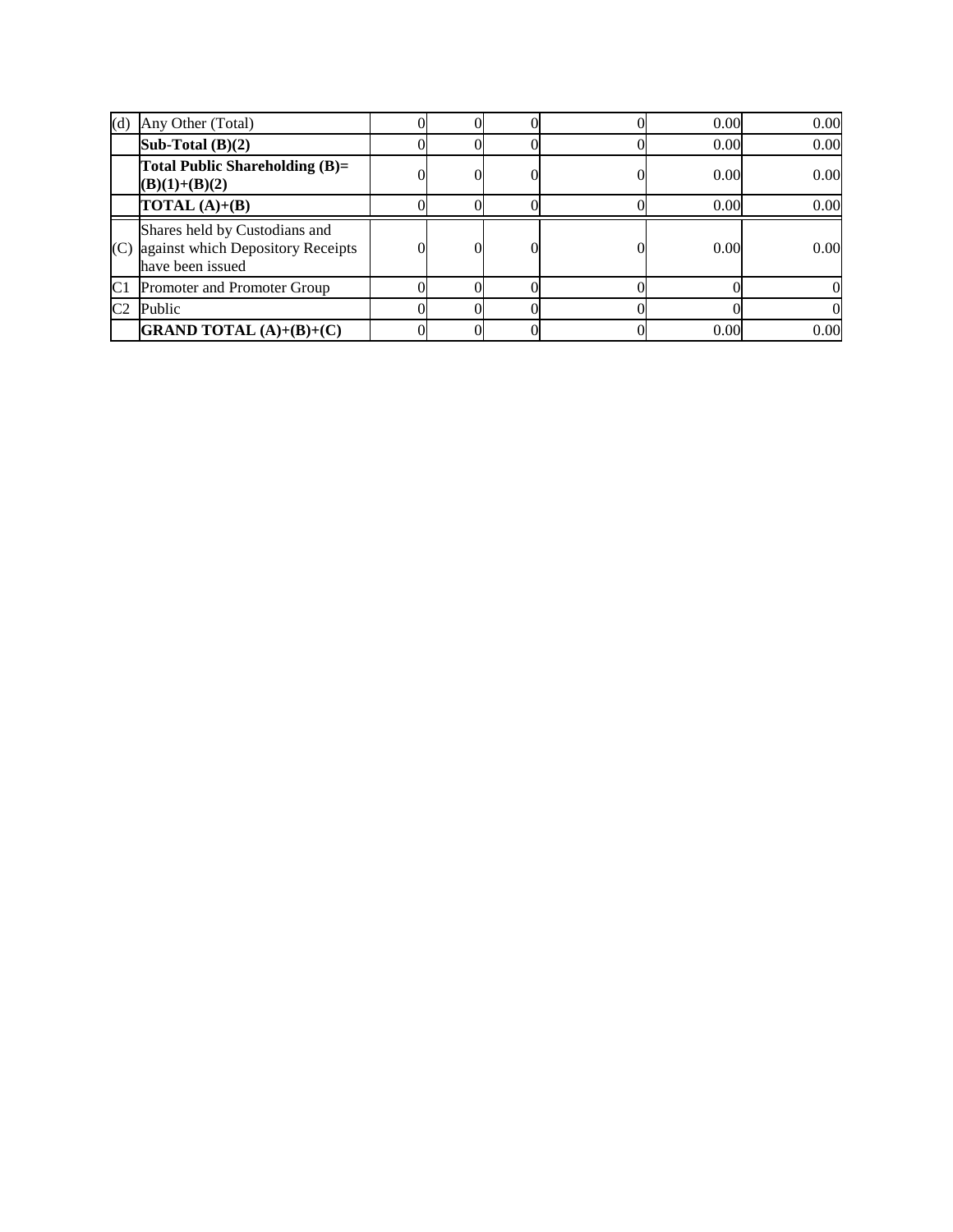| | | | | | | | |
|---|---|---|---|---|---|---|---|
| (d) | Any Other (Total) | 0 | 0 | 0 | 0 | 0.00 | 0.00 |
| | **Sub-Total (B)(2)** | 0 | 0 | 0 | 0 | 0.00 | 0.00 |
| | **Total Public Shareholding (B)= (B)(1)+(B)(2)** | 0 | 0 | 0 | 0 | 0.00 | 0.00 |
| | **TOTAL (A)+(B)** | 0 | 0 | 0 | 0 | 0.00 | 0.00 |
| (C) | Shares held by Custodians and against which Depository Receipts have been issued | 0 | 0 | 0 | 0 | 0.00 | 0.00 |
| C1 | Promoter and Promoter Group | 0 | 0 | 0 | 0 | 0 | 0 |
| C2 | Public | 0 | 0 | 0 | 0 | 0 | 0 |
| | **GRAND TOTAL (A)+(B)+(C)** | 0 | 0 | 0 | 0 | 0.00 | 0.00 |